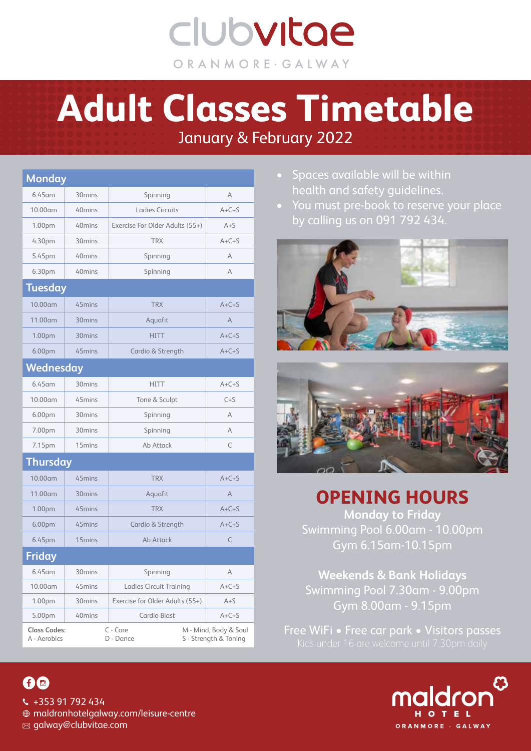# clubvitae

ORANMORE · GALWAY

# Adult Classes Timetable

January & February 2022

| **Monday** | | | |
|---|---|---|---|
| 6.45am | 30mins | Spinning | A |
| 10.00am | 40mins | Ladies Circuits | A+C+S |
| 1.00pm | 40mins | Exercise For Older Adults (55+) | A+S |
| 4.30pm | 30mins | TRX | A+C+S |
| 5.45pm | 40mins | Spinning | A |
| 6.30pm | 40mins | Spinning | A |
| **Tuesday** | | | |
| 10.00am | 45mins | TRX | A+C+S |
| 11.00am | 30mins | Aquafit | A |
| 1.00pm | 30mins | HITT | A+C+S |
| 6.00pm | 45mins | Cardio & Strength | A+C+S |
| **Wednesday** | | | |
| 6.45am | 30mins | HITT | A+C+S |
| 10.00am | 45mins | Tone & Sculpt | C+S |
| 6.00pm | 30mins | Spinning | A |
| 7.00pm | 30mins | Spinning | A |
| 7.15pm | 15mins | Ab Attack | C |
| **Thursday** | | | |
| 10.00am | 45mins | TRX | A+C+S |
| 11.00am | 30mins | Aquafit | A |
| 1.00pm | 45mins | TRX | A+C+S |
| 6.00pm | 45mins | Cardio & Strength | A+C+S |
| 6.45pm | 15mins | Ab Attack | C |
| **Friday** | | | |
| 6.45am | 30mins | Spinning | A |
| 10.00am | 45mins | Ladies Circuit Training | A+C+S |
| 1.00pm | 30mins | Exercise for Older Adults (55+) | A+S |
| 5.00pm | 40mins | Cardio Blast | A+C+S |

**Class Codes:** A - Aerobics, C - Core, D - Dance, M - Mind, Body & Soul, S - Strength & Toning

- Spaces available will be within health and safety guidelines.
- You must pre-book to reserve your place by calling us on 091 792 434.

## OPENING HOURS

**Monday to Friday**
Swimming Pool 6.00am - 10.00pm
Gym 6.15am-10.15pm

**Weekends & Bank Holidays**
Swimming Pool 7.30am - 9.00pm
Gym 8.00am - 9.15pm

Free WiFi • Free car park • Visitors passes
Kids under 16 are welcome until 7.30pm daily

+353 91 792 434
maldronhotelgalway.com/leisure-centre
galway@clubvitae.com

maldron HOTEL ORANMORE · GALWAY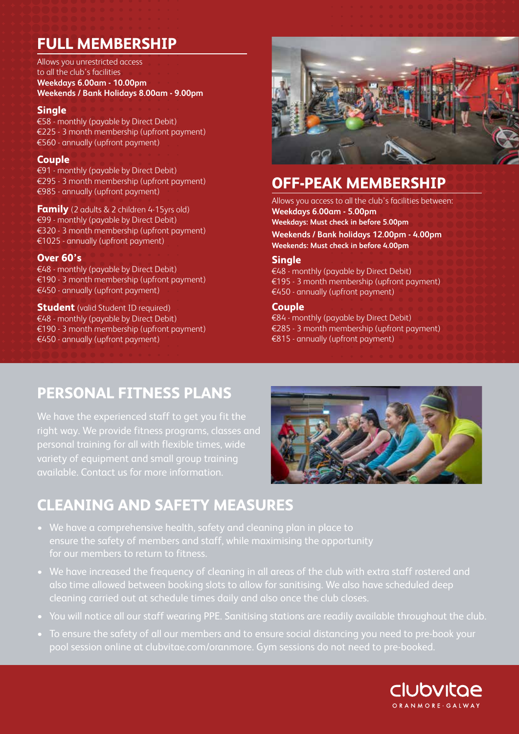## FULL MEMBERSHIP

Allows you unrestricted access to all the club's facilities
**Weekdays 6.00am - 10.00pm**
**Weekends / Bank Holidays 8.00am - 9.00pm**

### Single

€58 - monthly (payable by Direct Debit)
€225 - 3 month membership (upfront payment)
€560 - annually (upfront payment)

### Couple

€91 - monthly (payable by Direct Debit)
€295 - 3 month membership (upfront payment)
€985 - annually (upfront payment)

### Family (2 adults & 2 children 4-15yrs old)

€99 - monthly (payable by Direct Debit)
€320 - 3 month membership (upfront payment)
€1025 - annually (upfront payment)

### Over 60's

€48 - monthly (payable by Direct Debit)
€190 - 3 month membership (upfront payment)
€450 - annually (upfront payment)

### Student (valid Student ID required)

€48 - monthly (payable by Direct Debit)
€190 - 3 month membership (upfront payment)
€450 - annually (upfront payment)

## OFF-PEAK MEMBERSHIP

Allows you access to all the club's facilities between:
**Weekdays 6.00am - 5.00pm**
**Weekdays: Must check in before 5.00pm**
**Weekends / Bank holidays 12.00pm - 4.00pm**
**Weekends: Must check in before 4.00pm**

### Single

€48 - monthly (payable by Direct Debit)
€195 - 3 month membership (upfront payment)
€450 - annually (upfront payment)

### Couple

€84 - monthly (payable by Direct Debit)
€285 - 3 month membership (upfront payment)
€815 - annually (upfront payment)

## PERSONAL FITNESS PLANS

We have the experienced staff to get you fit the right way. We provide fitness programs, classes and personal training for all with flexible times, wide variety of equipment and small group training available. Contact us for more information.

## CLEANING AND SAFETY MEASURES

- We have a comprehensive health, safety and cleaning plan in place to ensure the safety of members and staff, while maximising the opportunity for our members to return to fitness.
- We have increased the frequency of cleaning in all areas of the club with extra staff rostered and also time allowed between booking slots to allow for sanitising. We also have scheduled deep cleaning carried out at schedule times daily and also once the club closes.
- You will notice all our staff wearing PPE. Sanitising stations are readily available throughout the club.
- To ensure the safety of all our members and to ensure social distancing you need to pre-book your pool session online at clubvitae.com/oranmore. Gym sessions do not need to pre-booked.

clubvitae
ORANMORE · GALWAY